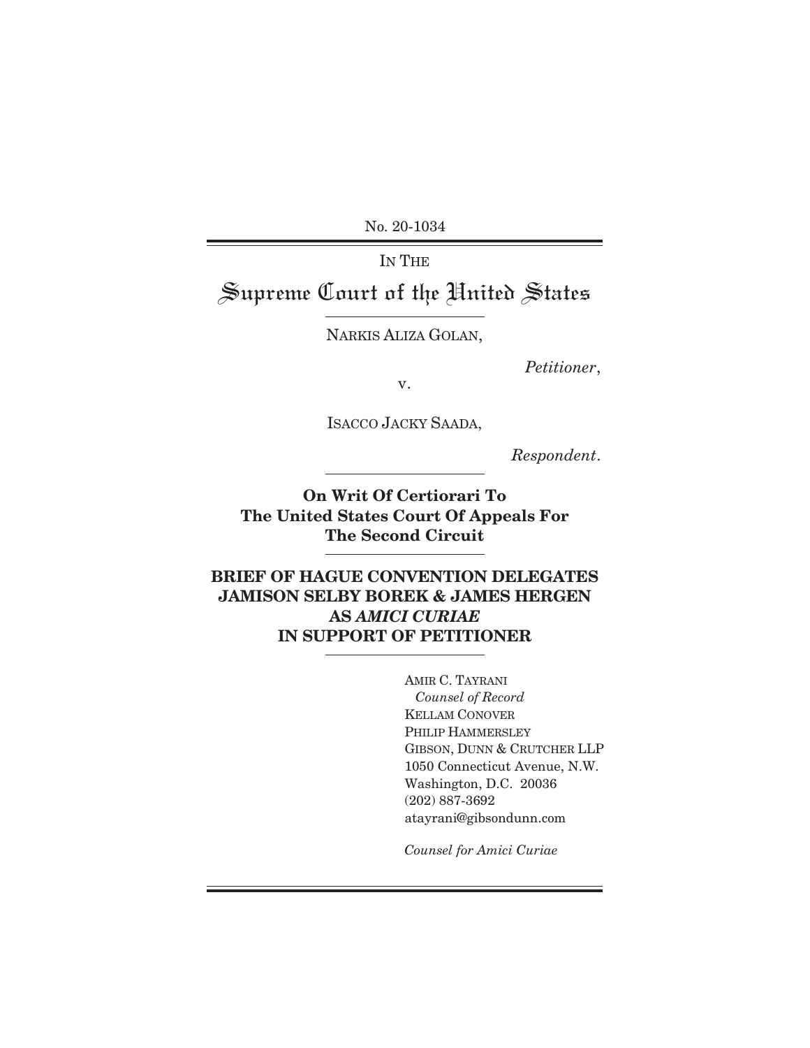No. 20-1034

IN THE

# Supreme Court of the United States

NARKIS ALIZA GOLAN,

*Petitioner*,

v.

ISACCO JACKY SAADA,

*Respondent*.

**On Writ Of Certiorari To**
**The United States Court Of Appeals For**
**The Second Circuit**

## BRIEF OF HAGUE CONVENTION DELEGATES JAMISON SELBY BOREK & JAMES HERGEN AS *AMICI CURIAE* IN SUPPORT OF PETITIONER

AMIR C. TAYRANI
*Counsel of Record*
KELLAM CONOVER
PHILIP HAMMERSLEY
GIBSON, DUNN & CRUTCHER LLP
1050 Connecticut Avenue, N.W.
Washington, D.C. 20036
(202) 887-3692
atayrani@gibsondunn.com

*Counsel for Amici Curiae*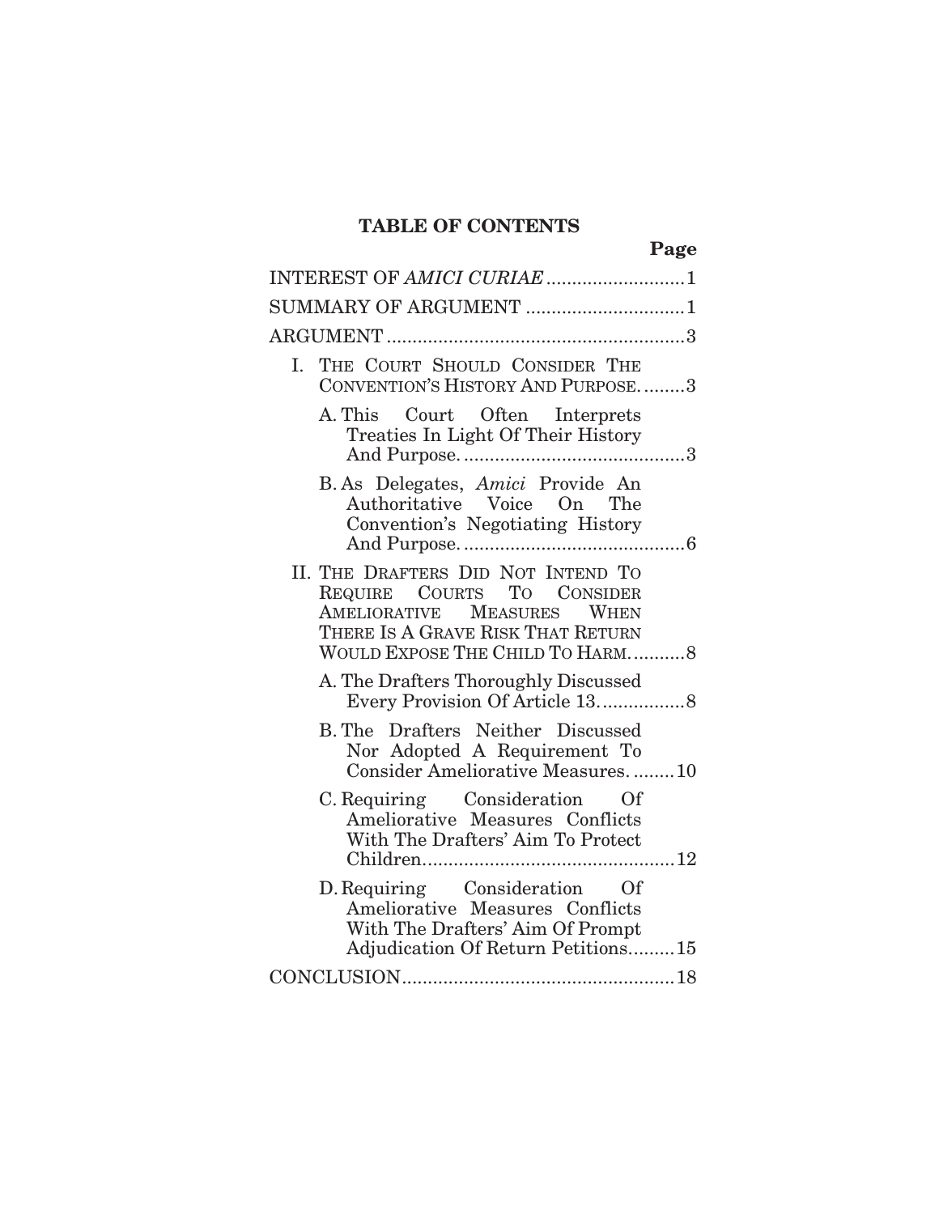# TABLE OF CONTENTS

**Page**

INTEREST OF *AMICI CURIAE* .......................... 1

SUMMARY OF ARGUMENT .............................. 1

ARGUMENT ......................................................... 3

I. THE COURT SHOULD CONSIDER THE CONVENTION'S HISTORY AND PURPOSE. ........ 3

   A. This Court Often Interprets Treaties In Light Of Their History And Purpose. .......................................... 3

   B. As Delegates, *Amici* Provide An Authoritative Voice On The Convention's Negotiating History And Purpose. .......................................... 6

II. THE DRAFTERS DID NOT INTEND TO REQUIRE COURTS TO CONSIDER AMELIORATIVE MEASURES WHEN THERE IS A GRAVE RISK THAT RETURN WOULD EXPOSE THE CHILD TO HARM. .......... 8

   A. The Drafters Thoroughly Discussed Every Provision Of Article 13. ............... 8

   B. The Drafters Neither Discussed Nor Adopted A Requirement To Consider Ameliorative Measures. ........ 10

   C. Requiring Consideration Of Ameliorative Measures Conflicts With The Drafters' Aim To Protect Children. ............................................... 12

   D. Requiring Consideration Of Ameliorative Measures Conflicts With The Drafters' Aim Of Prompt Adjudication Of Return Petitions......... 15

CONCLUSION.................................................... 18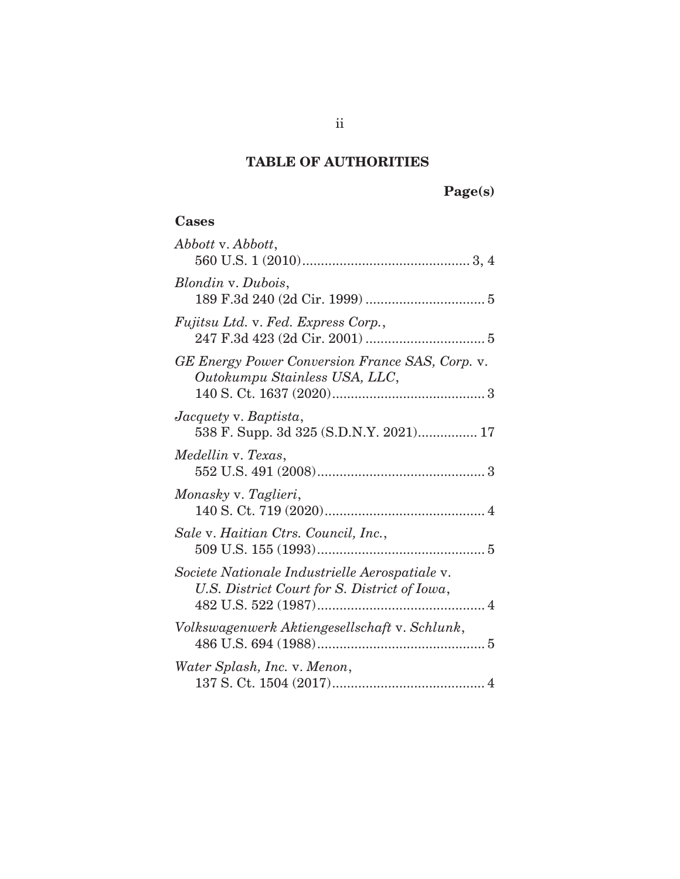## TABLE OF AUTHORITIES

**Page(s)**

### Cases

*Abbott* v. *Abbott*,
560 U.S. 1 (2010) ............................................. 3, 4

*Blondin* v. *Dubois*,
189 F.3d 240 (2d Cir. 1999) ................................ 5

*Fujitsu Ltd.* v. *Fed. Express Corp.*,
247 F.3d 423 (2d Cir. 2001) ................................ 5

*GE Energy Power Conversion France SAS, Corp.* v. *Outokumpu Stainless USA, LLC*,
140 S. Ct. 1637 (2020) ......................................... 3

*Jacquety* v. *Baptista*,
538 F. Supp. 3d 325 (S.D.N.Y. 2021) ................ 17

*Medellin* v. *Texas*,
552 U.S. 491 (2008) ............................................. 3

*Monasky* v. *Taglieri*,
140 S. Ct. 719 (2020) ........................................... 4

*Sale* v. *Haitian Ctrs. Council, Inc.*,
509 U.S. 155 (1993) ............................................. 5

*Societe Nationale Industrielle Aerospatiale* v. *U.S. District Court for S. District of Iowa*,
482 U.S. 522 (1987) ............................................. 4

*Volkswagenwerk Aktiengesellschaft* v. *Schlunk*,
486 U.S. 694 (1988) ............................................. 5

*Water Splash, Inc.* v. *Menon*,
137 S. Ct. 1504 (2017) ......................................... 4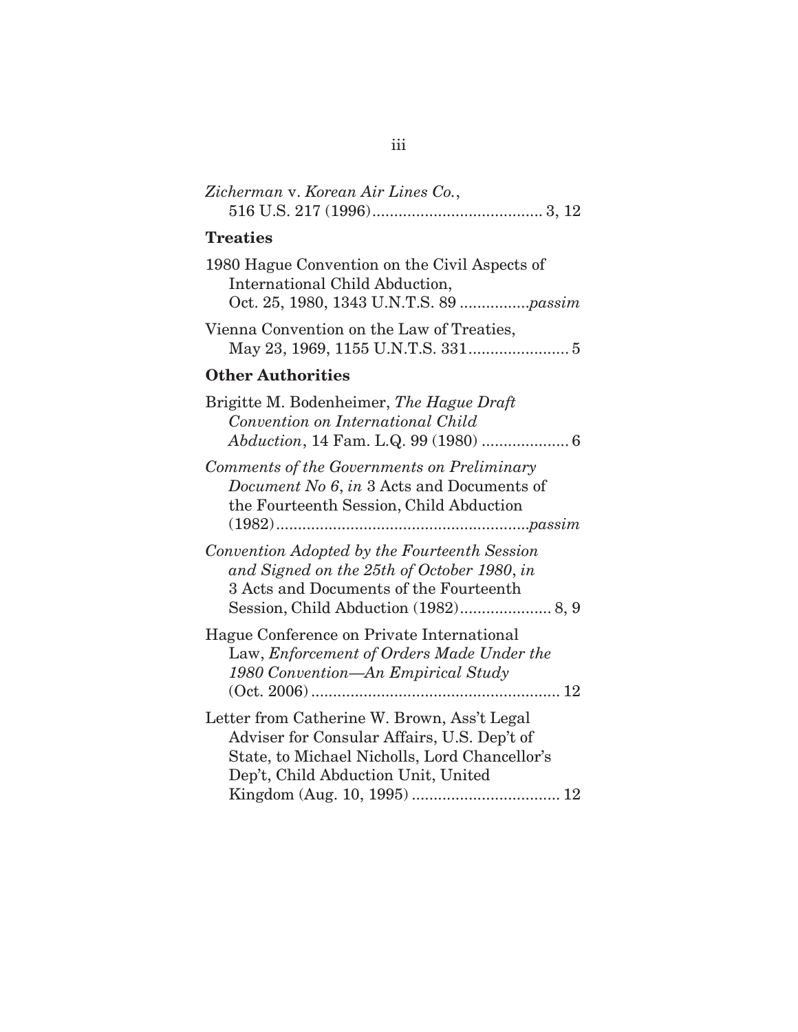*Zicherman* v. *Korean Air Lines Co.*,
516 U.S. 217 (1996)....................................... 3, 12

**Treaties**

1980 Hague Convention on the Civil Aspects of International Child Abduction, Oct. 25, 1980, 1343 U.N.T.S. 89 ................*passim*

Vienna Convention on the Law of Treaties, May 23, 1969, 1155 U.N.T.S. 331....................... 5

**Other Authorities**

Brigitte M. Bodenheimer, *The Hague Draft Convention on International Child Abduction*, 14 Fam. L.Q. 99 (1980) .................... 6

*Comments of the Governments on Preliminary Document No 6*, *in* 3 Acts and Documents of the Fourteenth Session, Child Abduction (1982)..........................................................*passim*

*Convention Adopted by the Fourteenth Session and Signed on the 25th of October 1980*, *in* 3 Acts and Documents of the Fourteenth Session, Child Abduction (1982)..................... 8, 9

Hague Conference on Private International Law, *Enforcement of Orders Made Under the 1980 Convention—An Empirical Study* (Oct. 2006) ......................................................... 12

Letter from Catherine W. Brown, Ass't Legal Adviser for Consular Affairs, U.S. Dep't of State, to Michael Nicholls, Lord Chancellor's Dep't, Child Abduction Unit, United Kingdom (Aug. 10, 1995) .................................. 12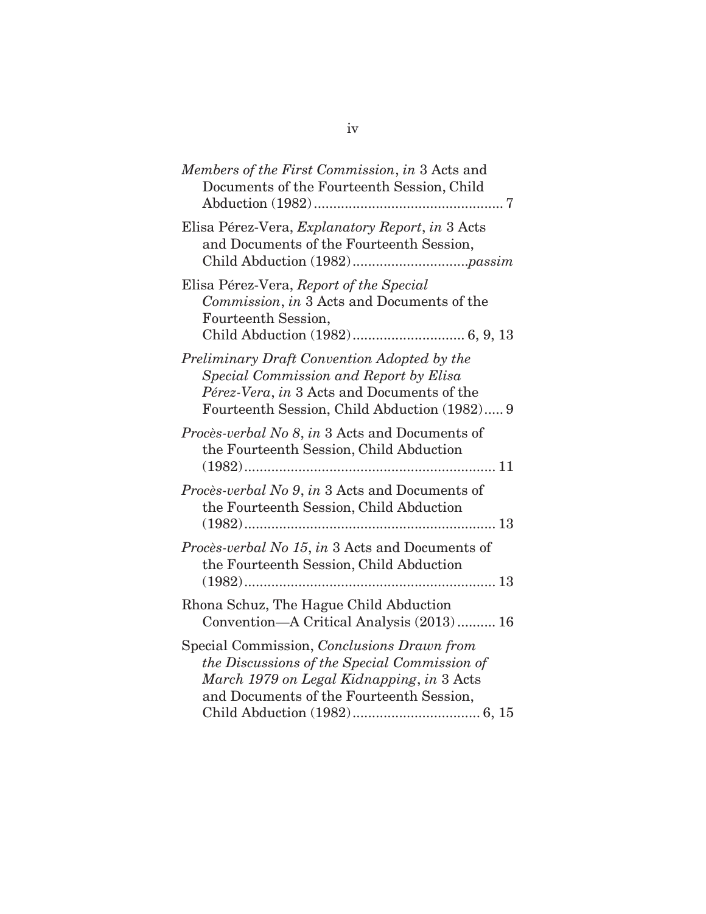*Members of the First Commission*, *in* 3 Acts and Documents of the Fourteenth Session, Child Abduction (1982) ................................................ 7

Elisa Pérez-Vera, *Explanatory Report*, *in* 3 Acts and Documents of the Fourteenth Session, Child Abduction (1982) .............................*passim*

Elisa Pérez-Vera, *Report of the Special Commission*, *in* 3 Acts and Documents of the Fourteenth Session, Child Abduction (1982) ............................ 6, 9, 13

*Preliminary Draft Convention Adopted by the Special Commission and Report by Elisa Pérez-Vera*, *in* 3 Acts and Documents of the Fourteenth Session, Child Abduction (1982) ..... 9

*Procès-verbal No 8*, *in* 3 Acts and Documents of the Fourteenth Session, Child Abduction (1982) ................................................................ 11

*Procès-verbal No 9*, *in* 3 Acts and Documents of the Fourteenth Session, Child Abduction (1982) ................................................................ 13

*Procès-verbal No 15*, *in* 3 Acts and Documents of the Fourteenth Session, Child Abduction (1982) ................................................................ 13

Rhona Schuz, The Hague Child Abduction Convention—A Critical Analysis (2013) .......... 16

Special Commission, *Conclusions Drawn from the Discussions of the Special Commission of March 1979 on Legal Kidnapping*, *in* 3 Acts and Documents of the Fourteenth Session, Child Abduction (1982) ................................ 6, 15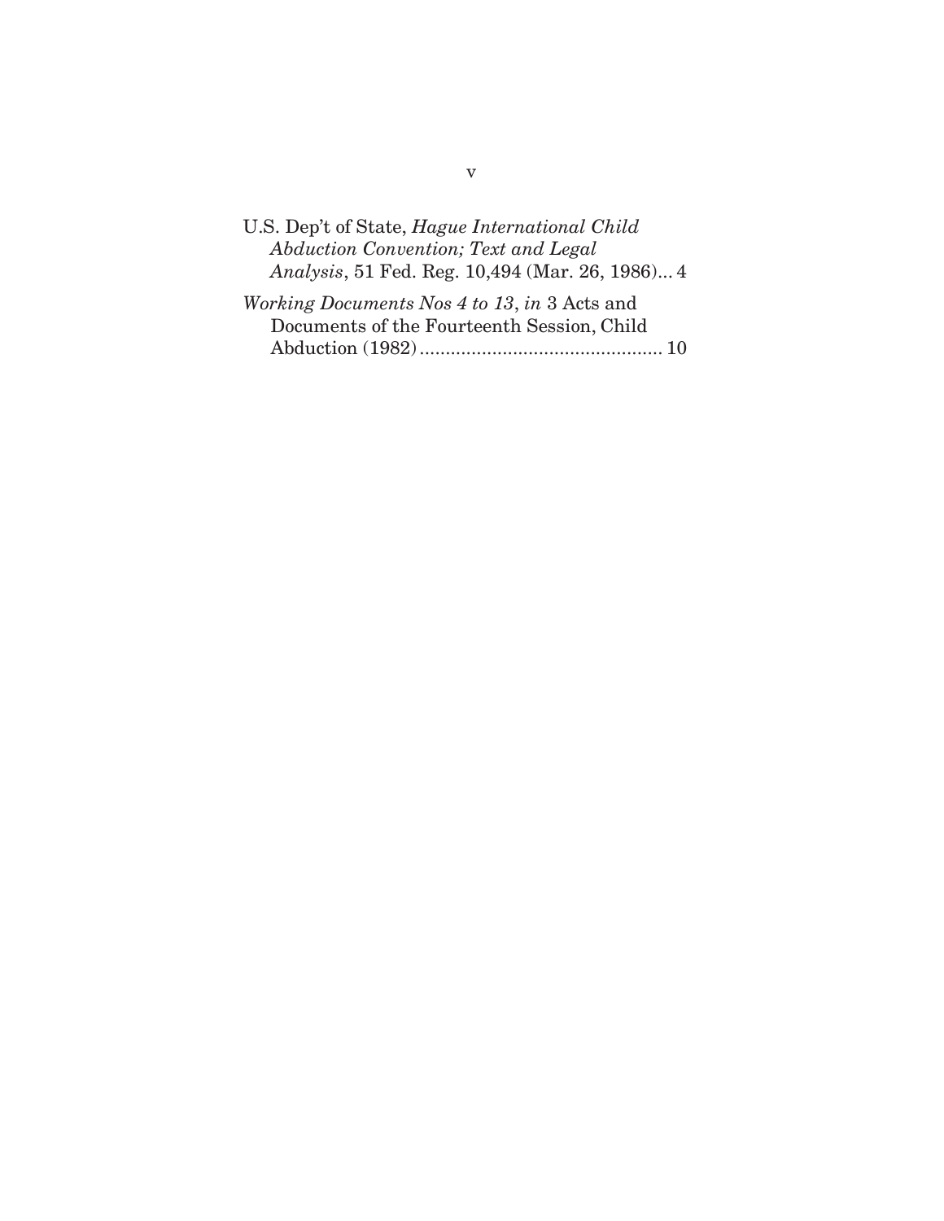U.S. Dep't of State, *Hague International Child Abduction Convention; Text and Legal Analysis*, 51 Fed. Reg. 10,494 (Mar. 26, 1986)... 4

*Working Documents Nos 4 to 13*, *in* 3 Acts and Documents of the Fourteenth Session, Child Abduction (1982)............................................... 10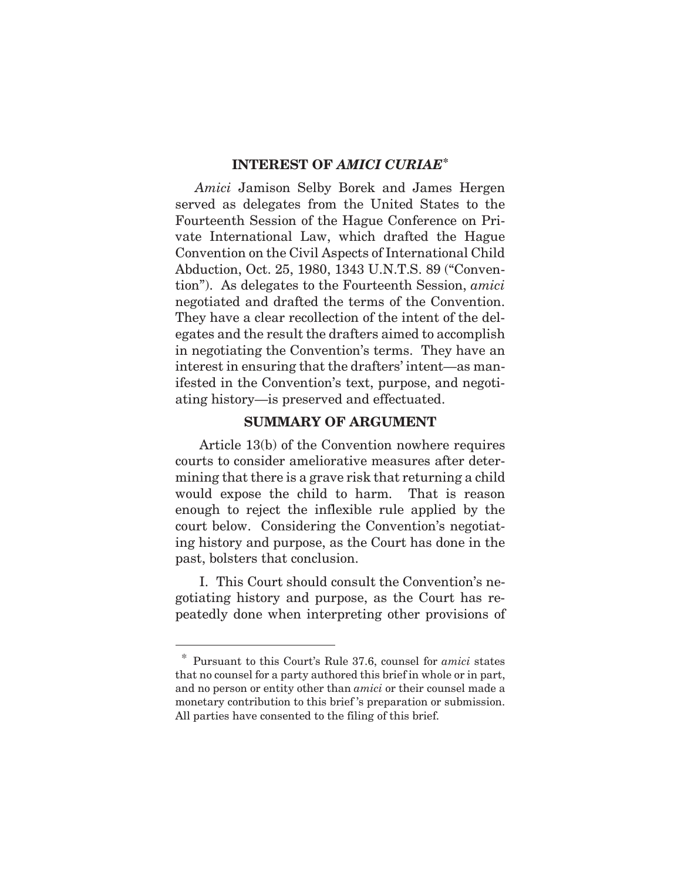## INTEREST OF *AMICI CURIAE*[*]

*Amici* Jamison Selby Borek and James Hergen served as delegates from the United States to the Fourteenth Session of the Hague Conference on Private International Law, which drafted the Hague Convention on the Civil Aspects of International Child Abduction, Oct. 25, 1980, 1343 U.N.T.S. 89 ("Convention"). As delegates to the Fourteenth Session, *amici* negotiated and drafted the terms of the Convention. They have a clear recollection of the intent of the delegates and the result the drafters aimed to accomplish in negotiating the Convention's terms. They have an interest in ensuring that the drafters' intent—as manifested in the Convention's text, purpose, and negotiating history—is preserved and effectuated.

## SUMMARY OF ARGUMENT

Article 13(b) of the Convention nowhere requires courts to consider ameliorative measures after determining that there is a grave risk that returning a child would expose the child to harm. That is reason enough to reject the inflexible rule applied by the court below. Considering the Convention's negotiating history and purpose, as the Court has done in the past, bolsters that conclusion.

I. This Court should consult the Convention's negotiating history and purpose, as the Court has repeatedly done when interpreting other provisions of

---

[*] Pursuant to this Court's Rule 37.6, counsel for *amici* states that no counsel for a party authored this brief in whole or in part, and no person or entity other than *amici* or their counsel made a monetary contribution to this brief's preparation or submission. All parties have consented to the filing of this brief.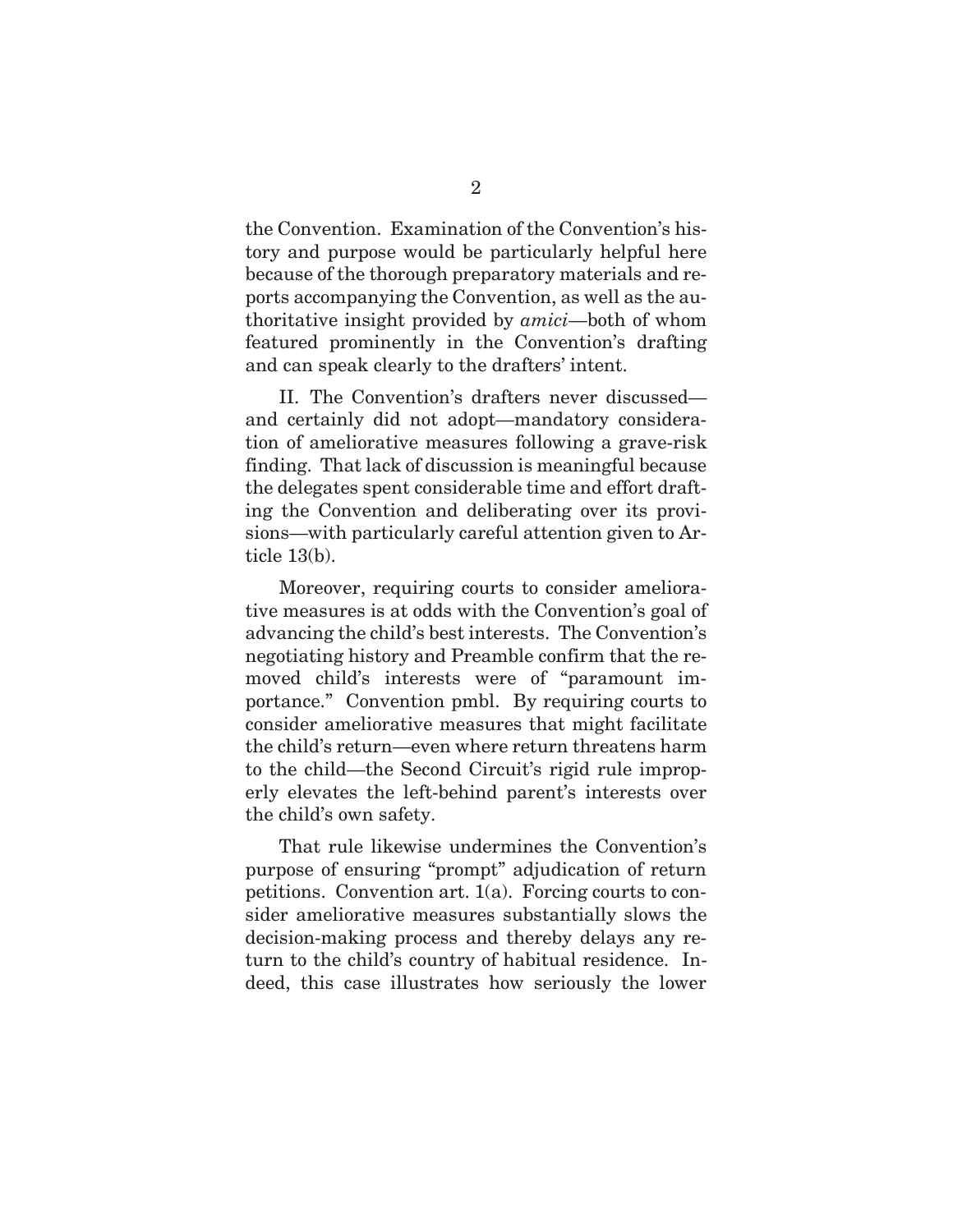the Convention. Examination of the Convention's history and purpose would be particularly helpful here because of the thorough preparatory materials and reports accompanying the Convention, as well as the authoritative insight provided by *amici*—both of whom featured prominently in the Convention's drafting and can speak clearly to the drafters' intent.

II. The Convention's drafters never discussed—and certainly did not adopt—mandatory consideration of ameliorative measures following a grave-risk finding. That lack of discussion is meaningful because the delegates spent considerable time and effort drafting the Convention and deliberating over its provisions—with particularly careful attention given to Article 13(b).

Moreover, requiring courts to consider ameliorative measures is at odds with the Convention's goal of advancing the child's best interests. The Convention's negotiating history and Preamble confirm that the removed child's interests were of "paramount importance." Convention pmbl. By requiring courts to consider ameliorative measures that might facilitate the child's return—even where return threatens harm to the child—the Second Circuit's rigid rule improperly elevates the left-behind parent's interests over the child's own safety.

That rule likewise undermines the Convention's purpose of ensuring "prompt" adjudication of return petitions. Convention art. 1(a). Forcing courts to consider ameliorative measures substantially slows the decision-making process and thereby delays any return to the child's country of habitual residence. Indeed, this case illustrates how seriously the lower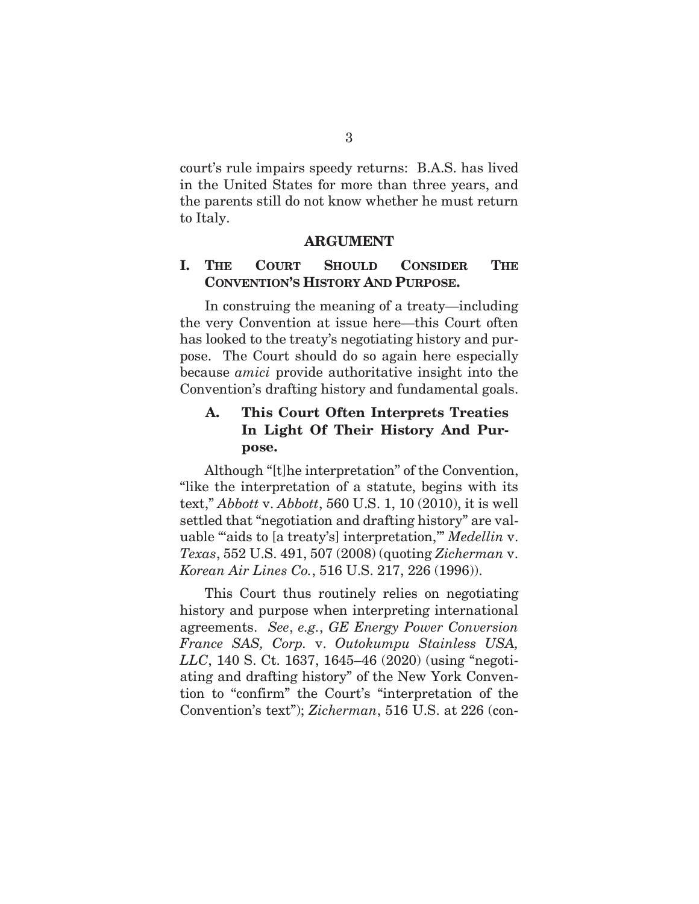court's rule impairs speedy returns: B.A.S. has lived in the United States for more than three years, and the parents still do not know whether he must return to Italy.

## ARGUMENT

### I. THE COURT SHOULD CONSIDER THE CONVENTION'S HISTORY AND PURPOSE.

In construing the meaning of a treaty—including the very Convention at issue here—this Court often has looked to the treaty's negotiating history and purpose. The Court should do so again here especially because *amici* provide authoritative insight into the Convention's drafting history and fundamental goals.

#### A. This Court Often Interprets Treaties In Light Of Their History And Purpose.

Although "[t]he interpretation" of the Convention, "like the interpretation of a statute, begins with its text," *Abbott* v. *Abbott*, 560 U.S. 1, 10 (2010), it is well settled that "negotiation and drafting history" are valuable "'aids to [a treaty's] interpretation,'" *Medellin* v. *Texas*, 552 U.S. 491, 507 (2008) (quoting *Zicherman* v. *Korean Air Lines Co.*, 516 U.S. 217, 226 (1996)).

This Court thus routinely relies on negotiating history and purpose when interpreting international agreements. *See*, *e.g.*, *GE Energy Power Conversion France SAS, Corp.* v. *Outokumpu Stainless USA, LLC*, 140 S. Ct. 1637, 1645–46 (2020) (using "negotiating and drafting history" of the New York Convention to "confirm" the Court's "interpretation of the Convention's text"); *Zicherman*, 516 U.S. at 226 (con-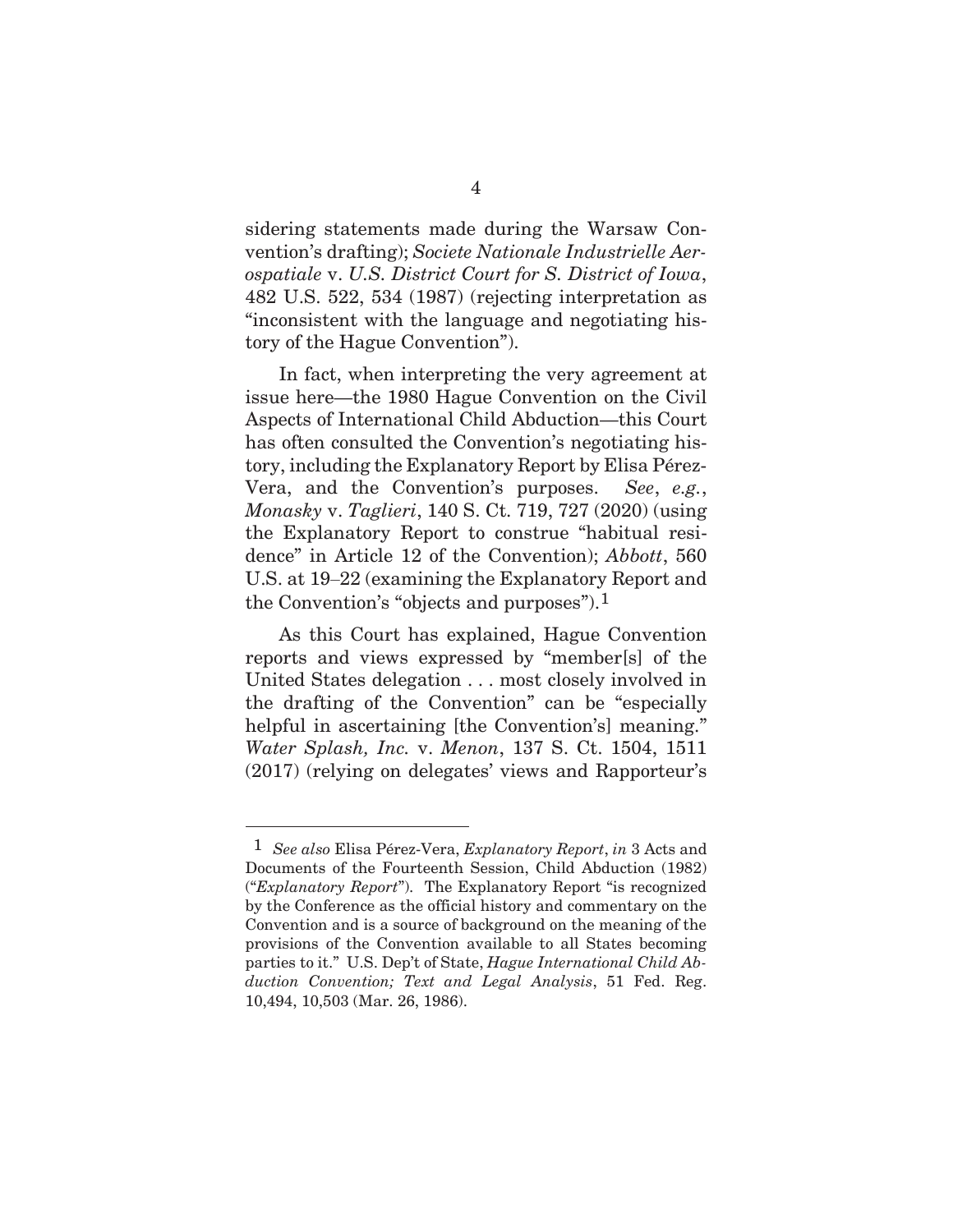sidering statements made during the Warsaw Convention's drafting); *Societe Nationale Industrielle Aerospatiale* v. *U.S. District Court for S. District of Iowa*, 482 U.S. 522, 534 (1987) (rejecting interpretation as "inconsistent with the language and negotiating history of the Hague Convention").

In fact, when interpreting the very agreement at issue here—the 1980 Hague Convention on the Civil Aspects of International Child Abduction—this Court has often consulted the Convention's negotiating history, including the Explanatory Report by Elisa Pérez-Vera, and the Convention's purposes. *See*, *e.g.*, *Monasky* v. *Taglieri*, 140 S. Ct. 719, 727 (2020) (using the Explanatory Report to construe "habitual residence" in Article 12 of the Convention); *Abbott*, 560 U.S. at 19–22 (examining the Explanatory Report and the Convention's "objects and purposes").[1]

As this Court has explained, Hague Convention reports and views expressed by "member[s] of the United States delegation . . . most closely involved in the drafting of the Convention" can be "especially helpful in ascertaining [the Convention's] meaning." *Water Splash, Inc.* v. *Menon*, 137 S. Ct. 1504, 1511 (2017) (relying on delegates' views and Rapporteur's

---

[1] *See also* Elisa Pérez-Vera, *Explanatory Report*, *in* 3 Acts and Documents of the Fourteenth Session, Child Abduction (1982) ("*Explanatory Report*"). The Explanatory Report "is recognized by the Conference as the official history and commentary on the Convention and is a source of background on the meaning of the provisions of the Convention available to all States becoming parties to it." U.S. Dep't of State, *Hague International Child Abduction Convention; Text and Legal Analysis*, 51 Fed. Reg. 10,494, 10,503 (Mar. 26, 1986).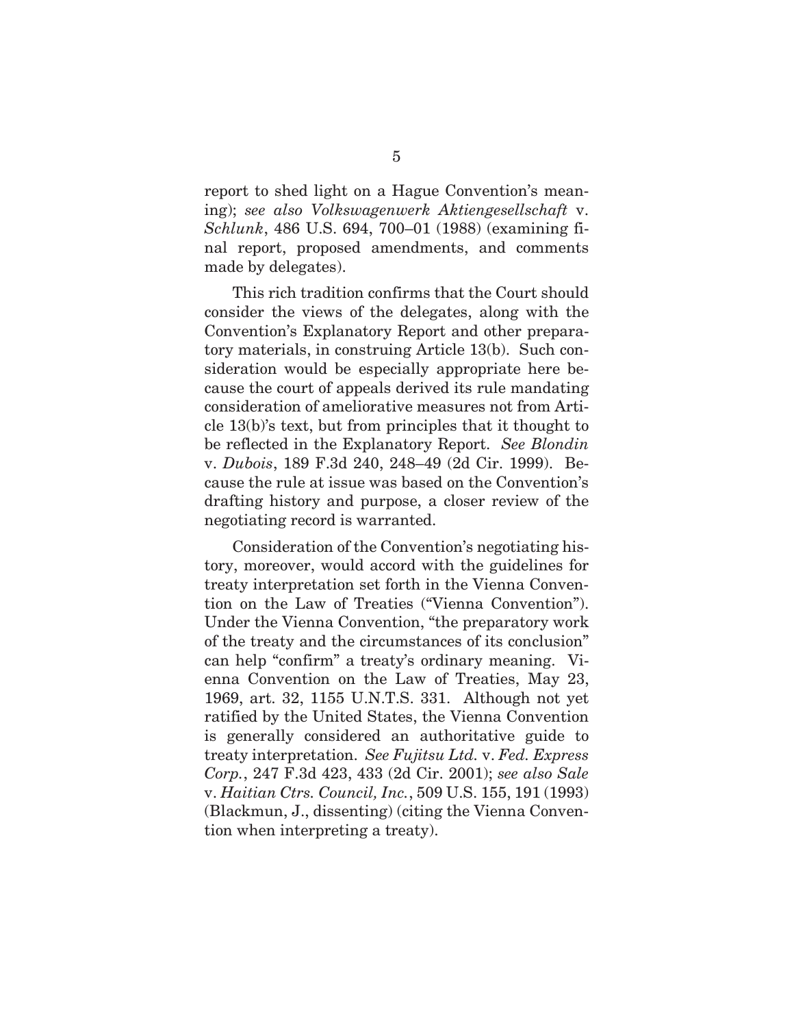report to shed light on a Hague Convention's meaning); *see also Volkswagenwerk Aktiengesellschaft* v. *Schlunk*, 486 U.S. 694, 700–01 (1988) (examining final report, proposed amendments, and comments made by delegates).

This rich tradition confirms that the Court should consider the views of the delegates, along with the Convention's Explanatory Report and other preparatory materials, in construing Article 13(b). Such consideration would be especially appropriate here because the court of appeals derived its rule mandating consideration of ameliorative measures not from Article 13(b)'s text, but from principles that it thought to be reflected in the Explanatory Report. *See Blondin* v. *Dubois*, 189 F.3d 240, 248–49 (2d Cir. 1999). Because the rule at issue was based on the Convention's drafting history and purpose, a closer review of the negotiating record is warranted.

Consideration of the Convention's negotiating history, moreover, would accord with the guidelines for treaty interpretation set forth in the Vienna Convention on the Law of Treaties ("Vienna Convention"). Under the Vienna Convention, "the preparatory work of the treaty and the circumstances of its conclusion" can help "confirm" a treaty's ordinary meaning. Vienna Convention on the Law of Treaties, May 23, 1969, art. 32, 1155 U.N.T.S. 331. Although not yet ratified by the United States, the Vienna Convention is generally considered an authoritative guide to treaty interpretation. *See Fujitsu Ltd.* v. *Fed. Express Corp.*, 247 F.3d 423, 433 (2d Cir. 2001); *see also Sale* v. *Haitian Ctrs. Council, Inc.*, 509 U.S. 155, 191 (1993) (Blackmun, J., dissenting) (citing the Vienna Convention when interpreting a treaty).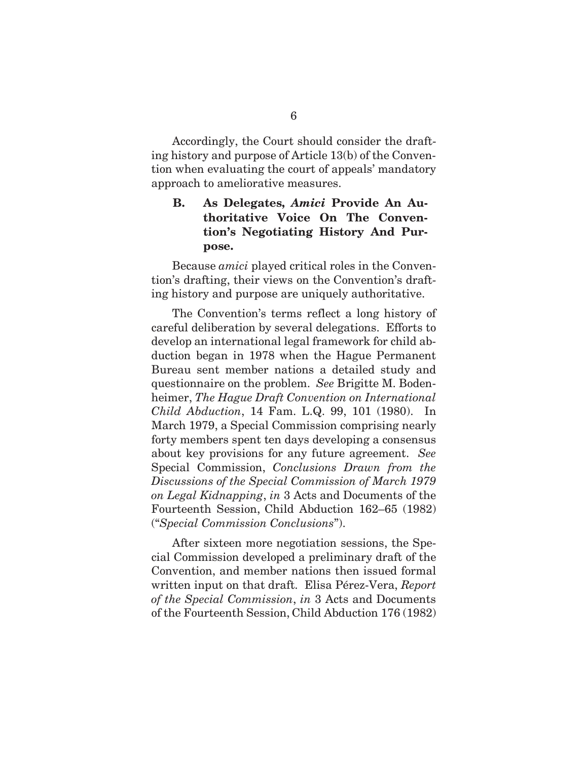Accordingly, the Court should consider the drafting history and purpose of Article 13(b) of the Convention when evaluating the court of appeals' mandatory approach to ameliorative measures.

### B. As Delegates, *Amici* Provide An Authoritative Voice On The Convention's Negotiating History And Purpose.

Because *amici* played critical roles in the Convention's drafting, their views on the Convention's drafting history and purpose are uniquely authoritative.

The Convention's terms reflect a long history of careful deliberation by several delegations. Efforts to develop an international legal framework for child abduction began in 1978 when the Hague Permanent Bureau sent member nations a detailed study and questionnaire on the problem. *See* Brigitte M. Bodenheimer, *The Hague Draft Convention on International Child Abduction*, 14 Fam. L.Q. 99, 101 (1980). In March 1979, a Special Commission comprising nearly forty members spent ten days developing a consensus about key provisions for any future agreement. *See* Special Commission, *Conclusions Drawn from the Discussions of the Special Commission of March 1979 on Legal Kidnapping*, *in* 3 Acts and Documents of the Fourteenth Session, Child Abduction 162–65 (1982) ("*Special Commission Conclusions*").

After sixteen more negotiation sessions, the Special Commission developed a preliminary draft of the Convention, and member nations then issued formal written input on that draft. Elisa Pérez-Vera, *Report of the Special Commission*, *in* 3 Acts and Documents of the Fourteenth Session, Child Abduction 176 (1982)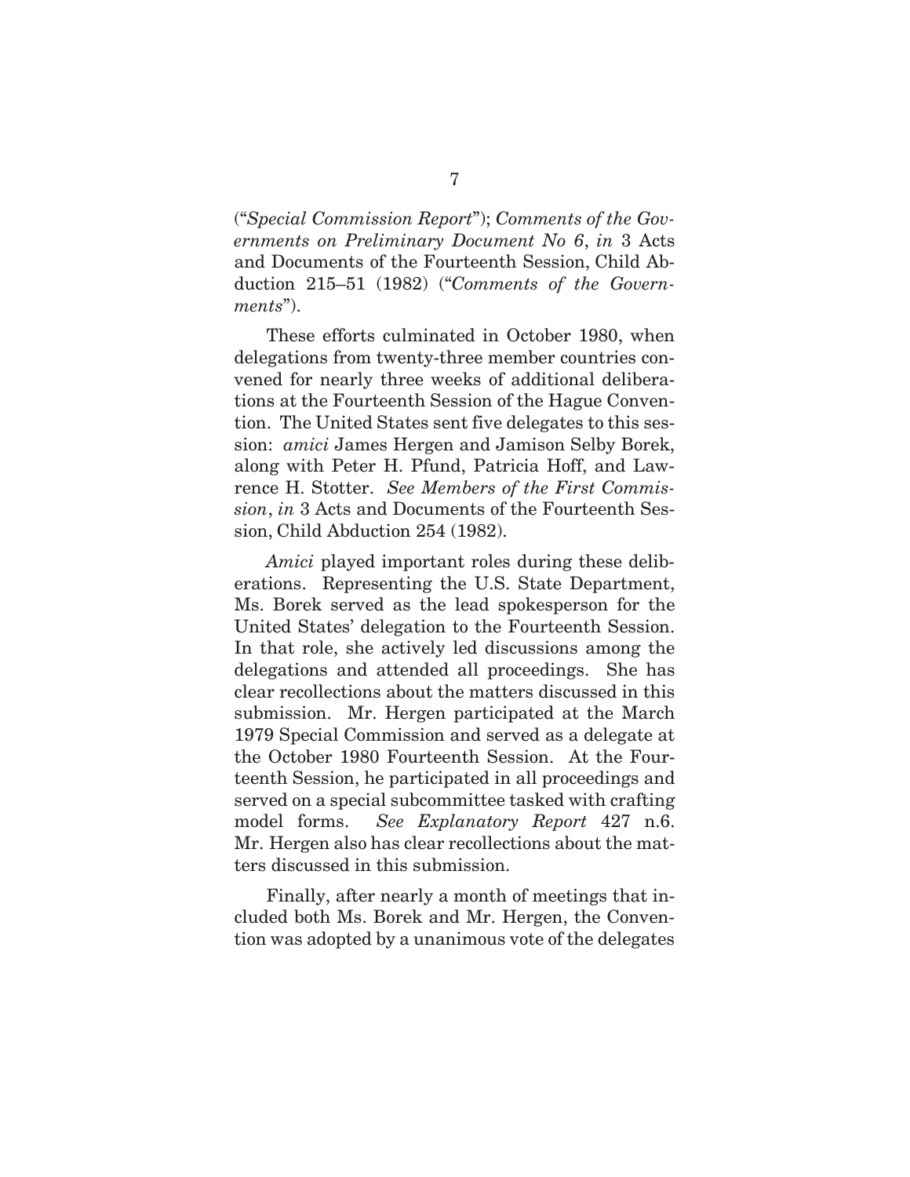("*Special Commission Report*"); *Comments of the Governments on Preliminary Document No 6*, *in* 3 Acts and Documents of the Fourteenth Session, Child Abduction 215–51 (1982) ("*Comments of the Governments*").

These efforts culminated in October 1980, when delegations from twenty-three member countries convened for nearly three weeks of additional deliberations at the Fourteenth Session of the Hague Convention. The United States sent five delegates to this session: *amici* James Hergen and Jamison Selby Borek, along with Peter H. Pfund, Patricia Hoff, and Lawrence H. Stotter. *See Members of the First Commission*, *in* 3 Acts and Documents of the Fourteenth Session, Child Abduction 254 (1982).

*Amici* played important roles during these deliberations. Representing the U.S. State Department, Ms. Borek served as the lead spokesperson for the United States' delegation to the Fourteenth Session. In that role, she actively led discussions among the delegations and attended all proceedings. She has clear recollections about the matters discussed in this submission. Mr. Hergen participated at the March 1979 Special Commission and served as a delegate at the October 1980 Fourteenth Session. At the Fourteenth Session, he participated in all proceedings and served on a special subcommittee tasked with crafting model forms. *See Explanatory Report* 427 n.6. Mr. Hergen also has clear recollections about the matters discussed in this submission.

Finally, after nearly a month of meetings that included both Ms. Borek and Mr. Hergen, the Convention was adopted by a unanimous vote of the delegates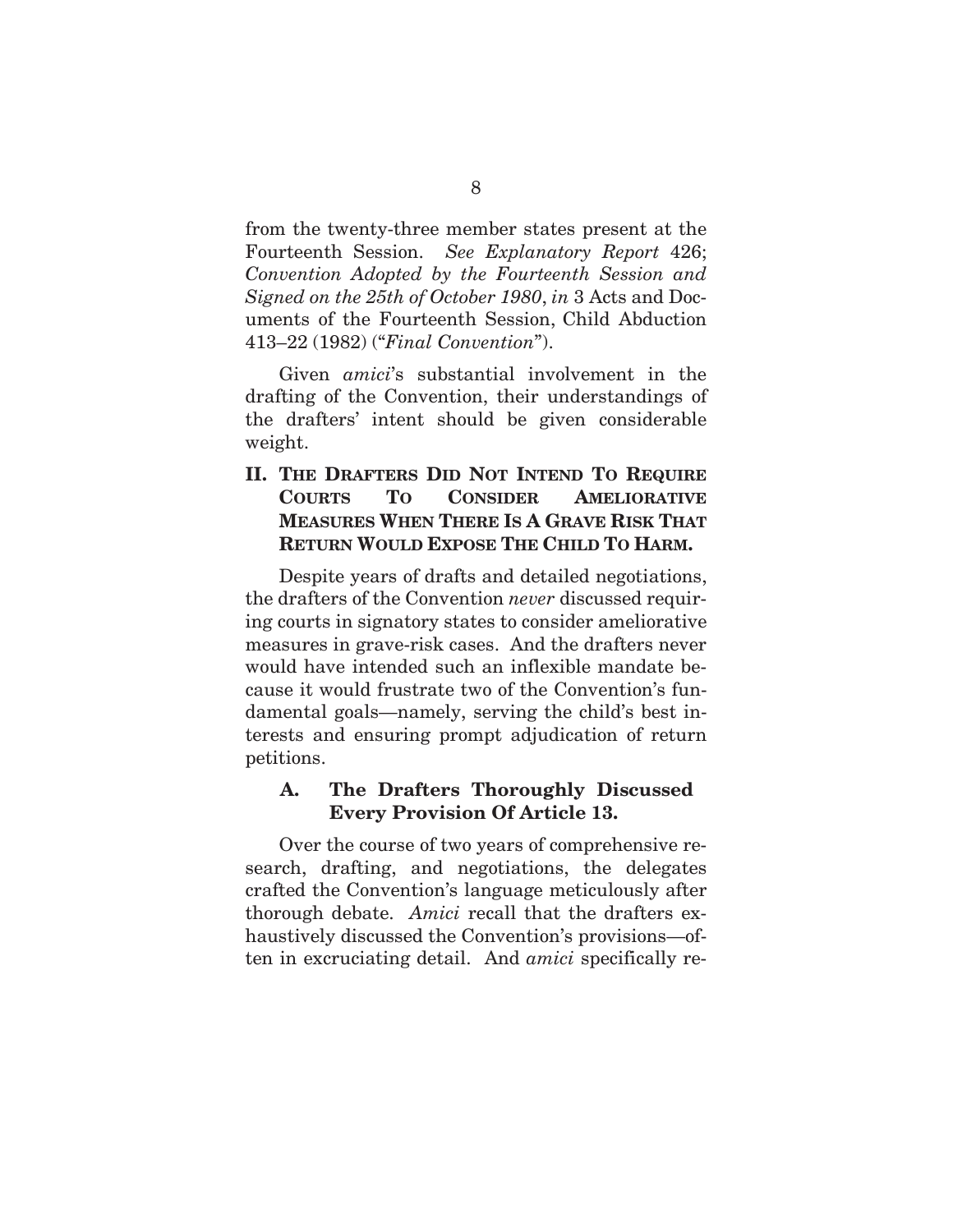from the twenty-three member states present at the Fourteenth Session. *See Explanatory Report* 426; *Convention Adopted by the Fourteenth Session and Signed on the 25th of October 1980*, *in* 3 Acts and Documents of the Fourteenth Session, Child Abduction 413–22 (1982) ("*Final Convention*").

Given *amici*'s substantial involvement in the drafting of the Convention, their understandings of the drafters' intent should be given considerable weight.

## II. THE DRAFTERS DID NOT INTEND TO REQUIRE COURTS TO CONSIDER AMELIORATIVE MEASURES WHEN THERE IS A GRAVE RISK THAT RETURN WOULD EXPOSE THE CHILD TO HARM.

Despite years of drafts and detailed negotiations, the drafters of the Convention *never* discussed requiring courts in signatory states to consider ameliorative measures in grave-risk cases. And the drafters never would have intended such an inflexible mandate because it would frustrate two of the Convention's fundamental goals—namely, serving the child's best interests and ensuring prompt adjudication of return petitions.

### A. The Drafters Thoroughly Discussed Every Provision Of Article 13.

Over the course of two years of comprehensive research, drafting, and negotiations, the delegates crafted the Convention's language meticulously after thorough debate. *Amici* recall that the drafters exhaustively discussed the Convention's provisions—often in excruciating detail. And *amici* specifically re-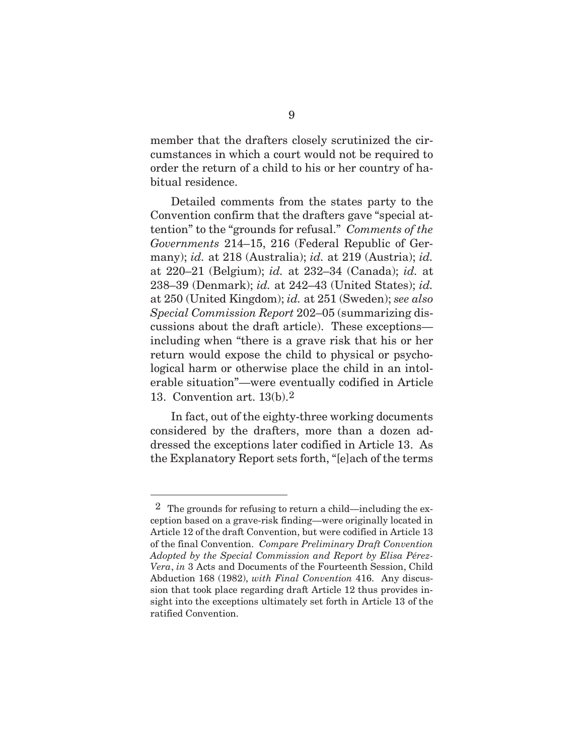member that the drafters closely scrutinized the circumstances in which a court would not be required to order the return of a child to his or her country of habitual residence.

Detailed comments from the states party to the Convention confirm that the drafters gave "special attention" to the "grounds for refusal." *Comments of the Governments* 214–15, 216 (Federal Republic of Germany); *id.* at 218 (Australia); *id.* at 219 (Austria); *id.* at 220–21 (Belgium); *id.* at 232–34 (Canada); *id.* at 238–39 (Denmark); *id.* at 242–43 (United States); *id.* at 250 (United Kingdom); *id.* at 251 (Sweden); *see also Special Commission Report* 202–05 (summarizing discussions about the draft article). These exceptions—including when "there is a grave risk that his or her return would expose the child to physical or psychological harm or otherwise place the child in an intolerable situation"—were eventually codified in Article 13. Convention art. 13(b).[2]

In fact, out of the eighty-three working documents considered by the drafters, more than a dozen addressed the exceptions later codified in Article 13. As the Explanatory Report sets forth, "[e]ach of the terms

---

[2] The grounds for refusing to return a child—including the exception based on a grave-risk finding—were originally located in Article 12 of the draft Convention, but were codified in Article 13 of the final Convention. *Compare Preliminary Draft Convention Adopted by the Special Commission and Report by Elisa Pérez-Vera*, *in* 3 Acts and Documents of the Fourteenth Session, Child Abduction 168 (1982), *with Final Convention* 416. Any discussion that took place regarding draft Article 12 thus provides insight into the exceptions ultimately set forth in Article 13 of the ratified Convention.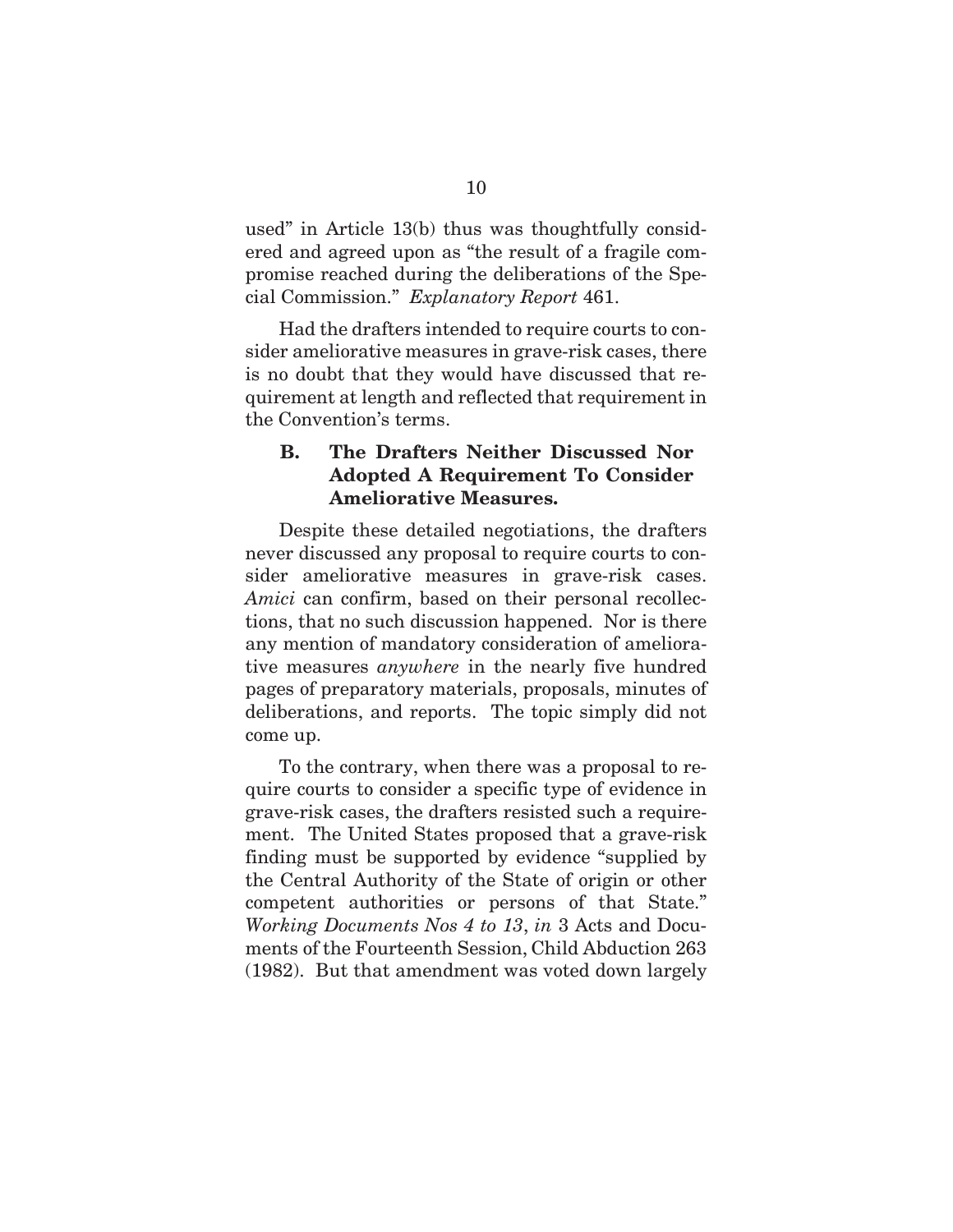used" in Article 13(b) thus was thoughtfully considered and agreed upon as "the result of a fragile compromise reached during the deliberations of the Special Commission." *Explanatory Report* 461.

Had the drafters intended to require courts to consider ameliorative measures in grave-risk cases, there is no doubt that they would have discussed that requirement at length and reflected that requirement in the Convention's terms.

### B. The Drafters Neither Discussed Nor Adopted A Requirement To Consider Ameliorative Measures.

Despite these detailed negotiations, the drafters never discussed any proposal to require courts to consider ameliorative measures in grave-risk cases. *Amici* can confirm, based on their personal recollections, that no such discussion happened. Nor is there any mention of mandatory consideration of ameliorative measures *anywhere* in the nearly five hundred pages of preparatory materials, proposals, minutes of deliberations, and reports. The topic simply did not come up.

To the contrary, when there was a proposal to require courts to consider a specific type of evidence in grave-risk cases, the drafters resisted such a requirement. The United States proposed that a grave-risk finding must be supported by evidence "supplied by the Central Authority of the State of origin or other competent authorities or persons of that State." *Working Documents Nos 4 to 13*, *in* 3 Acts and Documents of the Fourteenth Session, Child Abduction 263 (1982). But that amendment was voted down largely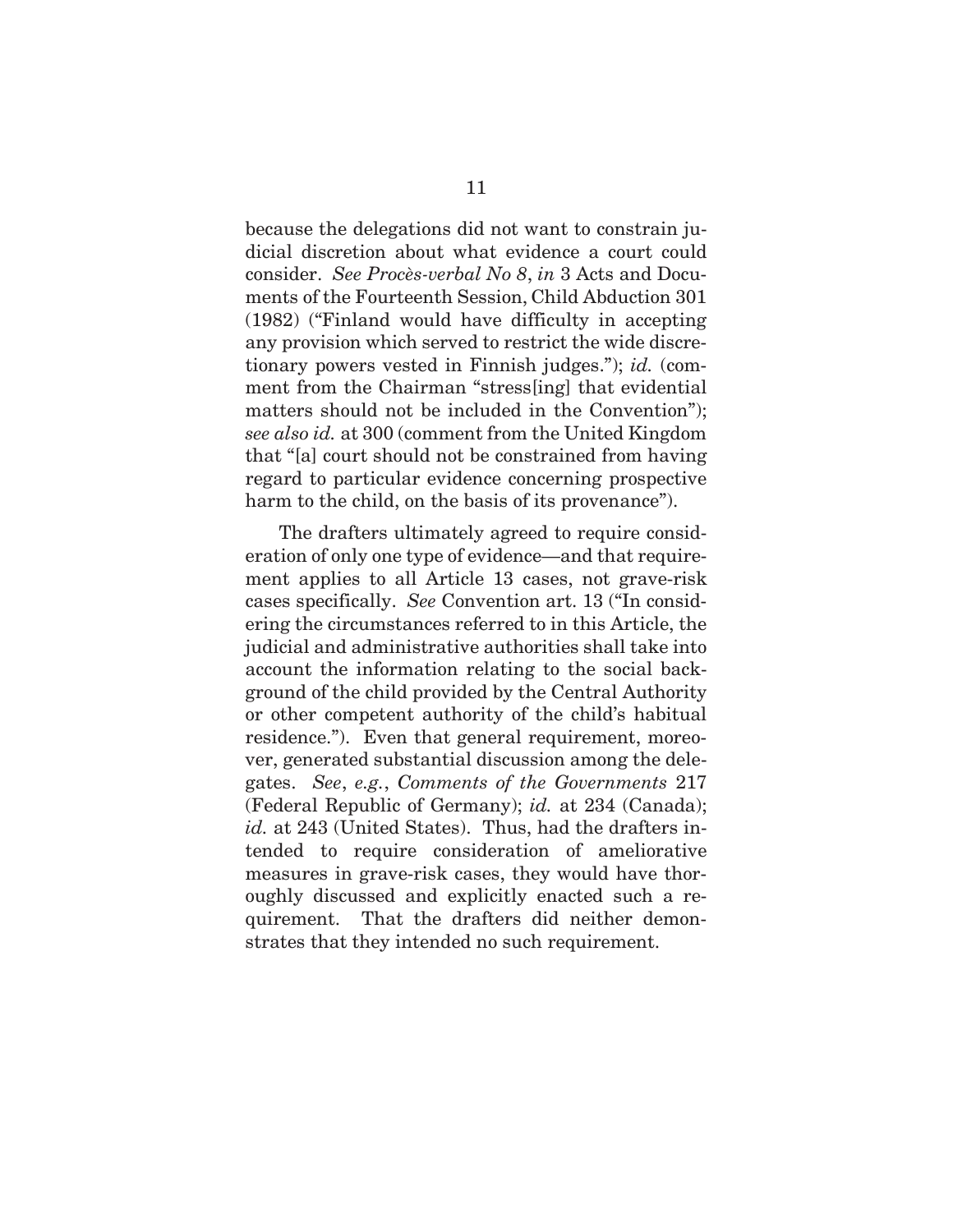because the delegations did not want to constrain judicial discretion about what evidence a court could consider. *See Procès-verbal No 8*, *in* 3 Acts and Documents of the Fourteenth Session, Child Abduction 301 (1982) ("Finland would have difficulty in accepting any provision which served to restrict the wide discretionary powers vested in Finnish judges."); *id.* (comment from the Chairman "stress[ing] that evidential matters should not be included in the Convention"); *see also id.* at 300 (comment from the United Kingdom that "[a] court should not be constrained from having regard to particular evidence concerning prospective harm to the child, on the basis of its provenance").

The drafters ultimately agreed to require consideration of only one type of evidence—and that requirement applies to all Article 13 cases, not grave-risk cases specifically. *See* Convention art. 13 ("In considering the circumstances referred to in this Article, the judicial and administrative authorities shall take into account the information relating to the social background of the child provided by the Central Authority or other competent authority of the child's habitual residence."). Even that general requirement, moreover, generated substantial discussion among the delegates. *See*, *e.g.*, *Comments of the Governments* 217 (Federal Republic of Germany); *id.* at 234 (Canada); *id.* at 243 (United States). Thus, had the drafters intended to require consideration of ameliorative measures in grave-risk cases, they would have thoroughly discussed and explicitly enacted such a requirement. That the drafters did neither demonstrates that they intended no such requirement.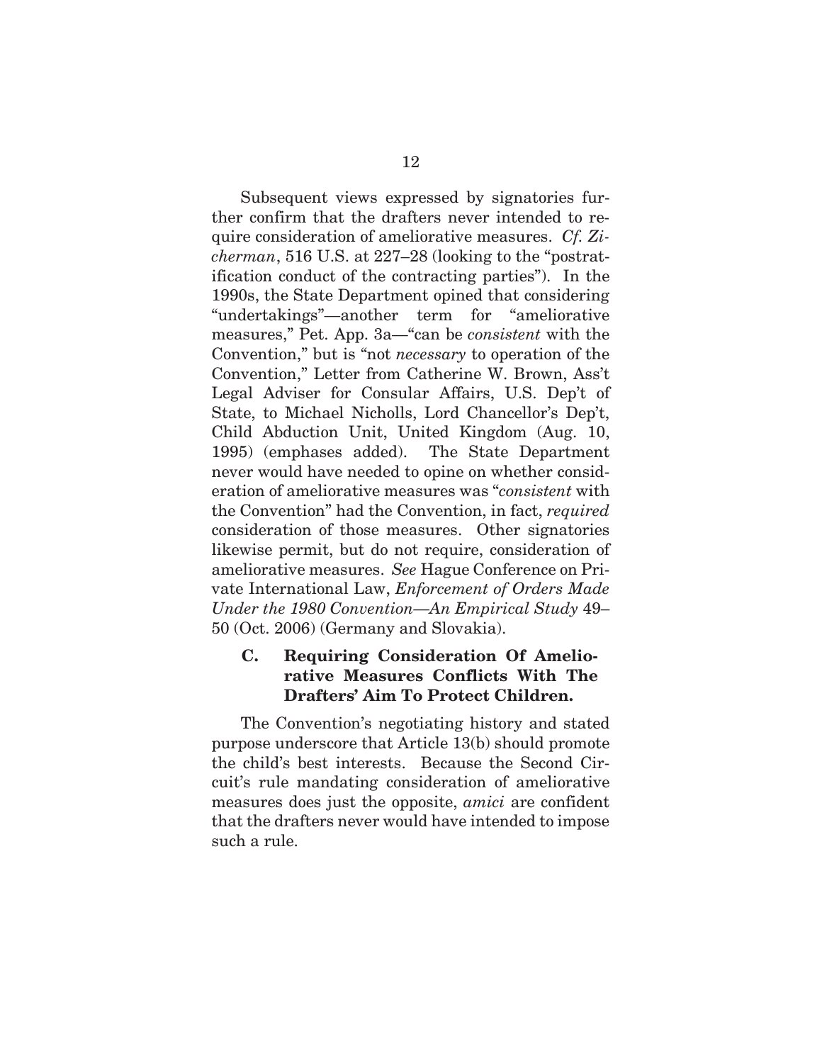Subsequent views expressed by signatories further confirm that the drafters never intended to require consideration of ameliorative measures. *Cf. Zicherman*, 516 U.S. at 227–28 (looking to the "postratification conduct of the contracting parties"). In the 1990s, the State Department opined that considering "undertakings"—another term for "ameliorative measures," Pet. App. 3a—"can be *consistent* with the Convention," but is "not *necessary* to operation of the Convention," Letter from Catherine W. Brown, Ass't Legal Adviser for Consular Affairs, U.S. Dep't of State, to Michael Nicholls, Lord Chancellor's Dep't, Child Abduction Unit, United Kingdom (Aug. 10, 1995) (emphases added). The State Department never would have needed to opine on whether consideration of ameliorative measures was "*consistent* with the Convention" had the Convention, in fact, *required* consideration of those measures. Other signatories likewise permit, but do not require, consideration of ameliorative measures. *See* Hague Conference on Private International Law, *Enforcement of Orders Made Under the 1980 Convention—An Empirical Study* 49–50 (Oct. 2006) (Germany and Slovakia).

### C. Requiring Consideration Of Ameliorative Measures Conflicts With The Drafters' Aim To Protect Children.

The Convention's negotiating history and stated purpose underscore that Article 13(b) should promote the child's best interests. Because the Second Circuit's rule mandating consideration of ameliorative measures does just the opposite, *amici* are confident that the drafters never would have intended to impose such a rule.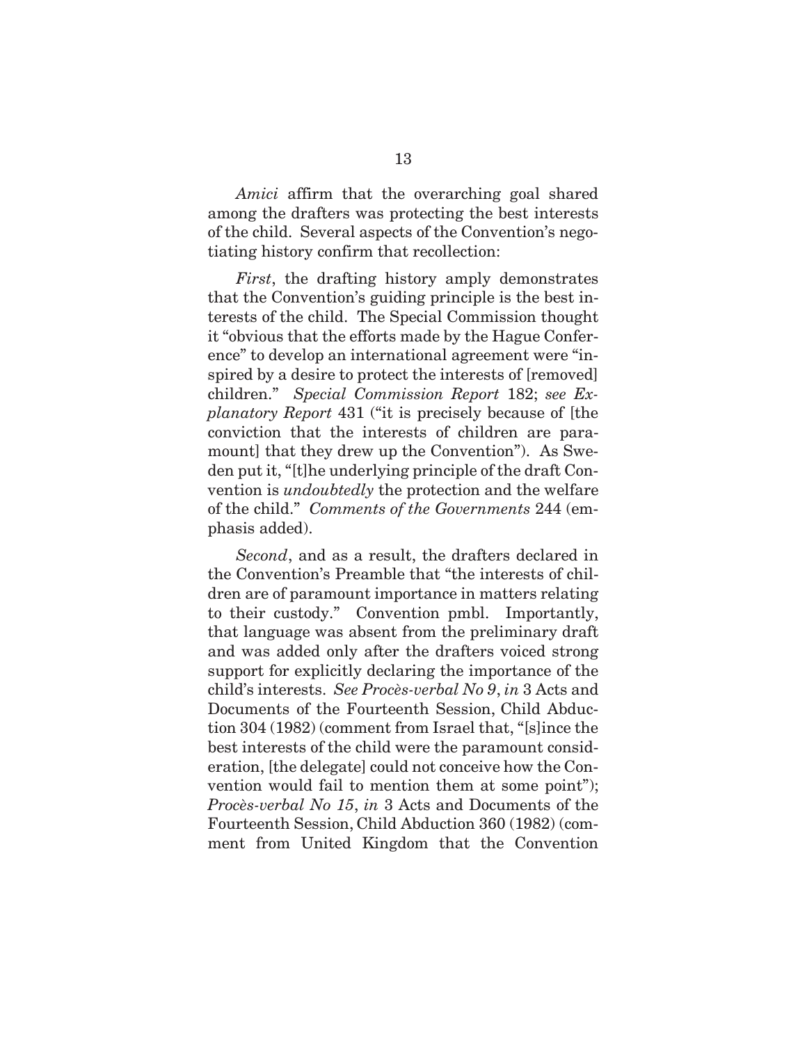*Amici* affirm that the overarching goal shared among the drafters was protecting the best interests of the child. Several aspects of the Convention's negotiating history confirm that recollection:

*First*, the drafting history amply demonstrates that the Convention's guiding principle is the best interests of the child. The Special Commission thought it "obvious that the efforts made by the Hague Conference" to develop an international agreement were "inspired by a desire to protect the interests of [removed] children." *Special Commission Report* 182; *see Explanatory Report* 431 ("it is precisely because of [the conviction that the interests of children are paramount] that they drew up the Convention"). As Sweden put it, "[t]he underlying principle of the draft Convention is *undoubtedly* the protection and the welfare of the child." *Comments of the Governments* 244 (emphasis added).

*Second*, and as a result, the drafters declared in the Convention's Preamble that "the interests of children are of paramount importance in matters relating to their custody." Convention pmbl. Importantly, that language was absent from the preliminary draft and was added only after the drafters voiced strong support for explicitly declaring the importance of the child's interests. *See Procès-verbal No 9*, *in* 3 Acts and Documents of the Fourteenth Session, Child Abduction 304 (1982) (comment from Israel that, "[s]ince the best interests of the child were the paramount consideration, [the delegate] could not conceive how the Convention would fail to mention them at some point"); *Procès-verbal No 15*, *in* 3 Acts and Documents of the Fourteenth Session, Child Abduction 360 (1982) (comment from United Kingdom that the Convention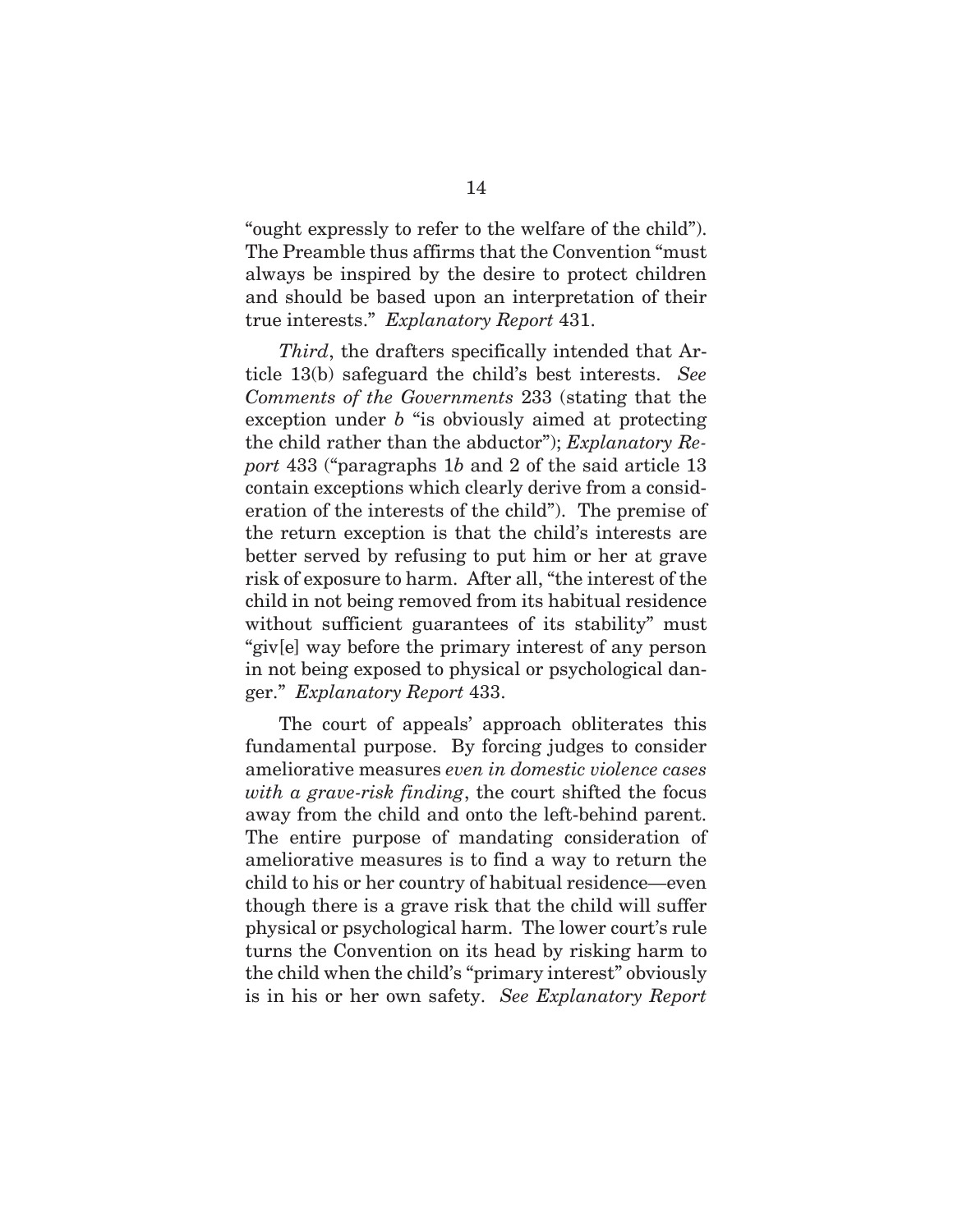"ought expressly to refer to the welfare of the child"). The Preamble thus affirms that the Convention "must always be inspired by the desire to protect children and should be based upon an interpretation of their true interests." *Explanatory Report* 431.

*Third*, the drafters specifically intended that Article 13(b) safeguard the child's best interests. *See Comments of the Governments* 233 (stating that the exception under *b* "is obviously aimed at protecting the child rather than the abductor"); *Explanatory Report* 433 ("paragraphs 1*b* and 2 of the said article 13 contain exceptions which clearly derive from a consideration of the interests of the child"). The premise of the return exception is that the child's interests are better served by refusing to put him or her at grave risk of exposure to harm. After all, "the interest of the child in not being removed from its habitual residence without sufficient guarantees of its stability" must "giv[e] way before the primary interest of any person in not being exposed to physical or psychological danger." *Explanatory Report* 433.

The court of appeals' approach obliterates this fundamental purpose. By forcing judges to consider ameliorative measures *even in domestic violence cases with a grave-risk finding*, the court shifted the focus away from the child and onto the left-behind parent. The entire purpose of mandating consideration of ameliorative measures is to find a way to return the child to his or her country of habitual residence—even though there is a grave risk that the child will suffer physical or psychological harm. The lower court's rule turns the Convention on its head by risking harm to the child when the child's "primary interest" obviously is in his or her own safety. *See Explanatory Report*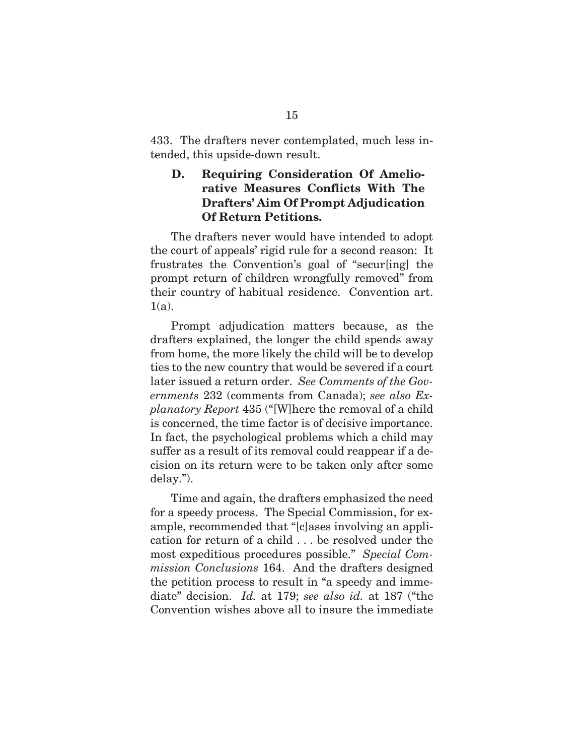433. The drafters never contemplated, much less intended, this upside-down result.

### D. Requiring Consideration Of Ameliorative Measures Conflicts With The Drafters' Aim Of Prompt Adjudication Of Return Petitions.

The drafters never would have intended to adopt the court of appeals' rigid rule for a second reason: It frustrates the Convention's goal of "secur[ing] the prompt return of children wrongfully removed" from their country of habitual residence. Convention art. 1(a).

Prompt adjudication matters because, as the drafters explained, the longer the child spends away from home, the more likely the child will be to develop ties to the new country that would be severed if a court later issued a return order. *See Comments of the Governments* 232 (comments from Canada); *see also Explanatory Report* 435 ("[W]here the removal of a child is concerned, the time factor is of decisive importance. In fact, the psychological problems which a child may suffer as a result of its removal could reappear if a decision on its return were to be taken only after some delay.").

Time and again, the drafters emphasized the need for a speedy process. The Special Commission, for example, recommended that "[c]ases involving an application for return of a child . . . be resolved under the most expeditious procedures possible." *Special Commission Conclusions* 164. And the drafters designed the petition process to result in "a speedy and immediate" decision. *Id.* at 179; *see also id.* at 187 ("the Convention wishes above all to insure the immediate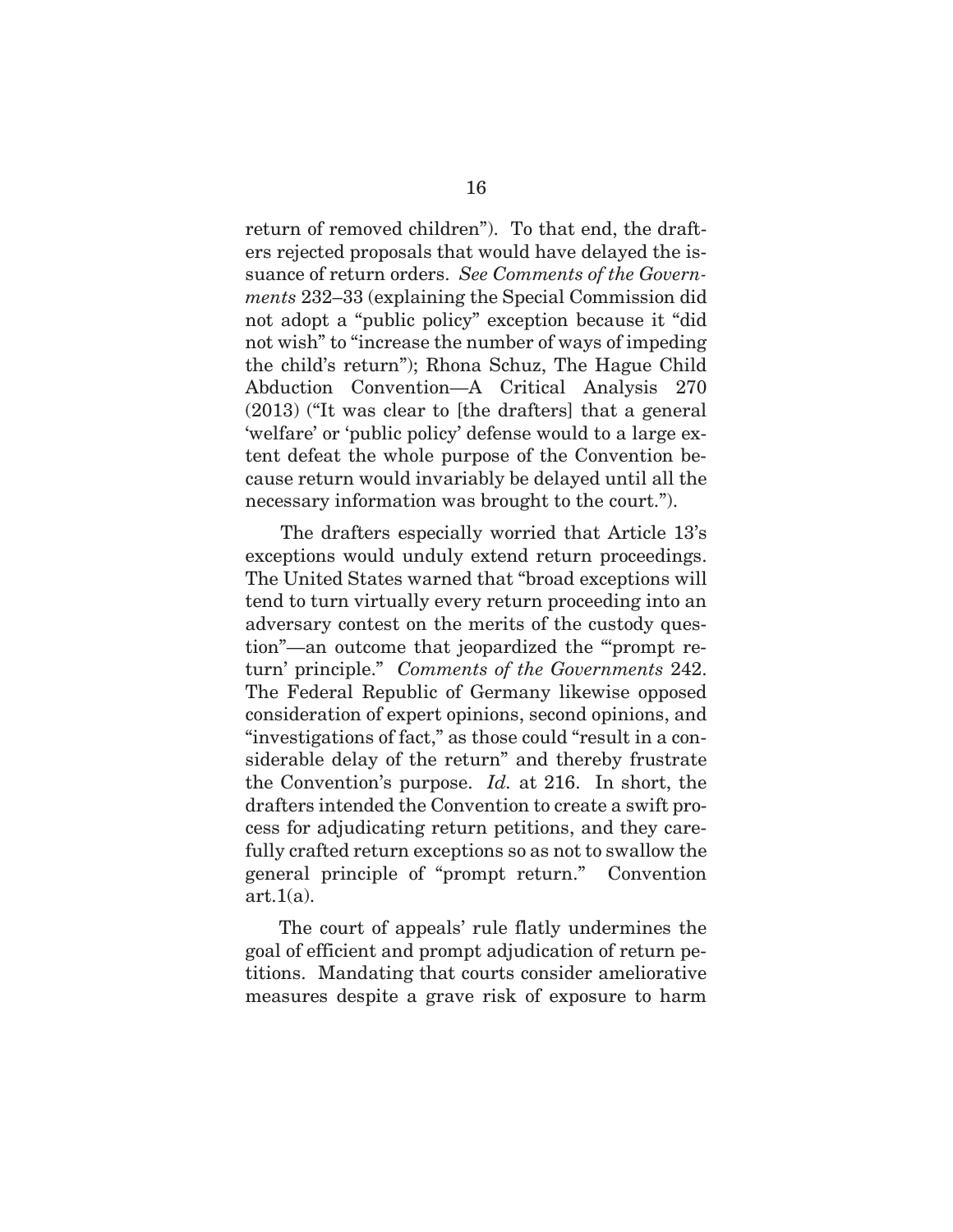return of removed children"). To that end, the drafters rejected proposals that would have delayed the issuance of return orders. *See Comments of the Governments* 232–33 (explaining the Special Commission did not adopt a "public policy" exception because it "did not wish" to "increase the number of ways of impeding the child's return"); Rhona Schuz, The Hague Child Abduction Convention—A Critical Analysis 270 (2013) ("It was clear to [the drafters] that a general 'welfare' or 'public policy' defense would to a large extent defeat the whole purpose of the Convention because return would invariably be delayed until all the necessary information was brought to the court.").

The drafters especially worried that Article 13's exceptions would unduly extend return proceedings. The United States warned that "broad exceptions will tend to turn virtually every return proceeding into an adversary contest on the merits of the custody question"—an outcome that jeopardized the "'prompt return' principle." *Comments of the Governments* 242. The Federal Republic of Germany likewise opposed consideration of expert opinions, second opinions, and "investigations of fact," as those could "result in a considerable delay of the return" and thereby frustrate the Convention's purpose. *Id.* at 216. In short, the drafters intended the Convention to create a swift process for adjudicating return petitions, and they carefully crafted return exceptions so as not to swallow the general principle of "prompt return." Convention art.1(a).

The court of appeals' rule flatly undermines the goal of efficient and prompt adjudication of return petitions. Mandating that courts consider ameliorative measures despite a grave risk of exposure to harm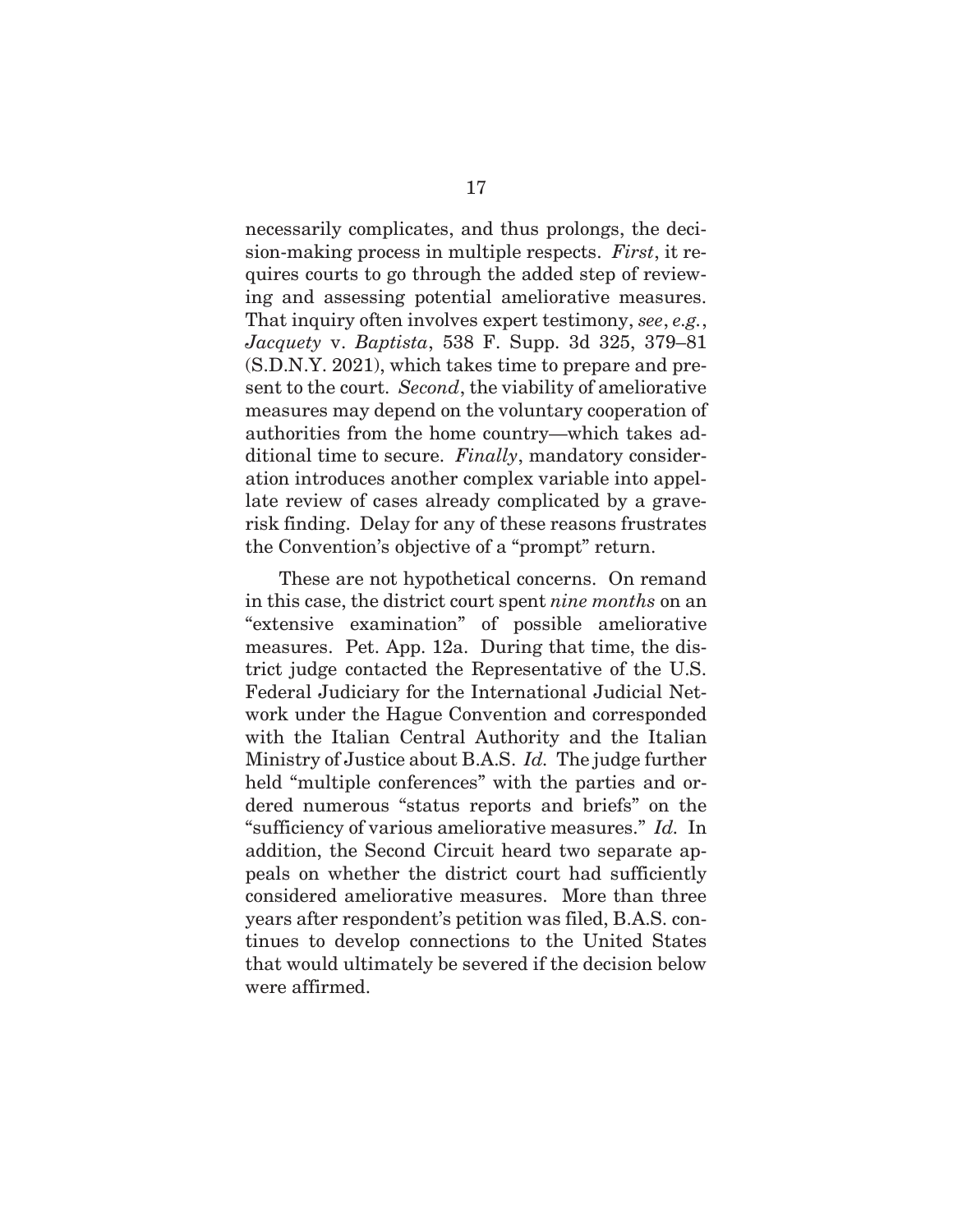necessarily complicates, and thus prolongs, the decision-making process in multiple respects. *First*, it requires courts to go through the added step of reviewing and assessing potential ameliorative measures. That inquiry often involves expert testimony, *see*, *e.g.*, *Jacquety* v. *Baptista*, 538 F. Supp. 3d 325, 379–81 (S.D.N.Y. 2021), which takes time to prepare and present to the court. *Second*, the viability of ameliorative measures may depend on the voluntary cooperation of authorities from the home country—which takes additional time to secure. *Finally*, mandatory consideration introduces another complex variable into appellate review of cases already complicated by a grave-risk finding. Delay for any of these reasons frustrates the Convention's objective of a "prompt" return.

These are not hypothetical concerns. On remand in this case, the district court spent *nine months* on an "extensive examination" of possible ameliorative measures. Pet. App. 12a. During that time, the district judge contacted the Representative of the U.S. Federal Judiciary for the International Judicial Network under the Hague Convention and corresponded with the Italian Central Authority and the Italian Ministry of Justice about B.A.S. *Id.* The judge further held "multiple conferences" with the parties and ordered numerous "status reports and briefs" on the "sufficiency of various ameliorative measures." *Id.* In addition, the Second Circuit heard two separate appeals on whether the district court had sufficiently considered ameliorative measures. More than three years after respondent's petition was filed, B.A.S. continues to develop connections to the United States that would ultimately be severed if the decision below were affirmed.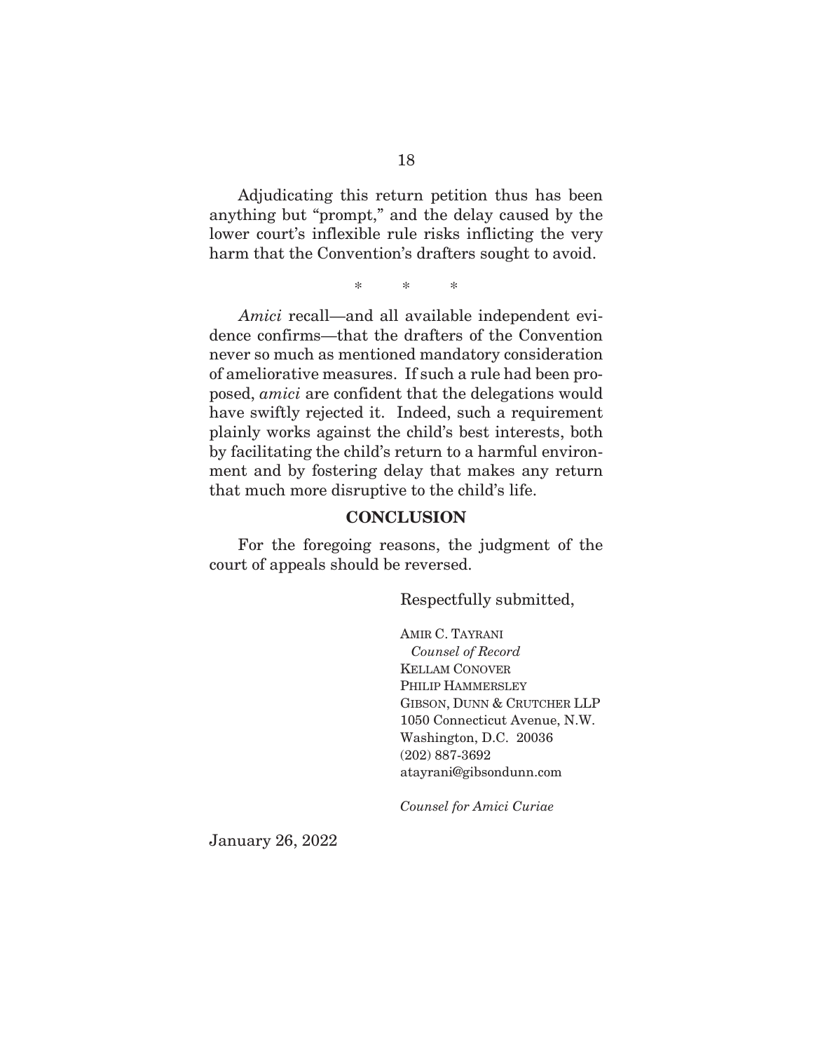Adjudicating this return petition thus has been anything but "prompt," and the delay caused by the lower court's inflexible rule risks inflicting the very harm that the Convention's drafters sought to avoid.

\* \* \*

*Amici* recall—and all available independent evidence confirms—that the drafters of the Convention never so much as mentioned mandatory consideration of ameliorative measures. If such a rule had been proposed, *amici* are confident that the delegations would have swiftly rejected it. Indeed, such a requirement plainly works against the child's best interests, both by facilitating the child's return to a harmful environment and by fostering delay that makes any return that much more disruptive to the child's life.

## CONCLUSION

For the foregoing reasons, the judgment of the court of appeals should be reversed.

Respectfully submitted,

AMIR C. TAYRANI
*Counsel of Record*
KELLAM CONOVER
PHILIP HAMMERSLEY
GIBSON, DUNN & CRUTCHER LLP
1050 Connecticut Avenue, N.W.
Washington, D.C. 20036
(202) 887-3692
atayrani@gibsondunn.com

*Counsel for Amici Curiae*

January 26, 2022